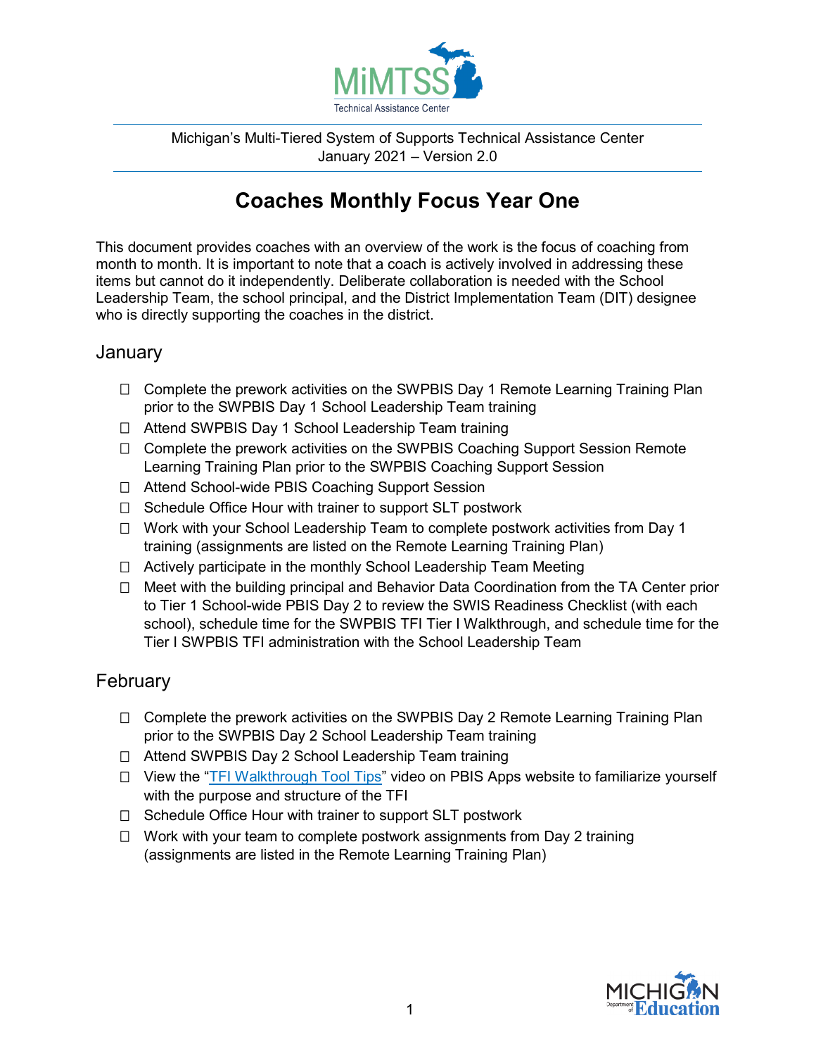MiMTSS Technical Assistance Center

Michigan's Multi-Tiered System of Supports Technical Assistance Center
January 2021 – Version 2.0

# Coaches Monthly Focus Year One

This document provides coaches with an overview of the work is the focus of coaching from month to month. It is important to note that a coach is actively involved in addressing these items but cannot do it independently. Deliberate collaboration is needed with the School Leadership Team, the school principal, and the District Implementation Team (DIT) designee who is directly supporting the coaches in the district.

## January

- ☐ Complete the prework activities on the SWPBIS Day 1 Remote Learning Training Plan prior to the SWPBIS Day 1 School Leadership Team training
- ☐ Attend SWPBIS Day 1 School Leadership Team training
- ☐ Complete the prework activities on the SWPBIS Coaching Support Session Remote Learning Training Plan prior to the SWPBIS Coaching Support Session
- ☐ Attend School-wide PBIS Coaching Support Session
- ☐ Schedule Office Hour with trainer to support SLT postwork
- ☐ Work with your School Leadership Team to complete postwork activities from Day 1 training (assignments are listed on the Remote Learning Training Plan)
- ☐ Actively participate in the monthly School Leadership Team Meeting
- ☐ Meet with the building principal and Behavior Data Coordination from the TA Center prior to Tier 1 School-wide PBIS Day 2 to review the SWIS Readiness Checklist (with each school), schedule time for the SWPBIS TFI Tier I Walkthrough, and schedule time for the Tier I SWPBIS TFI administration with the School Leadership Team

## February

- ☐ Complete the prework activities on the SWPBIS Day 2 Remote Learning Training Plan prior to the SWPBIS Day 2 School Leadership Team training
- ☐ Attend SWPBIS Day 2 School Leadership Team training
- ☐ View the "TFI Walkthrough Tool Tips" video on PBIS Apps website to familiarize yourself with the purpose and structure of the TFI
- ☐ Schedule Office Hour with trainer to support SLT postwork
- ☐ Work with your team to complete postwork assignments from Day 2 training (assignments are listed in the Remote Learning Training Plan)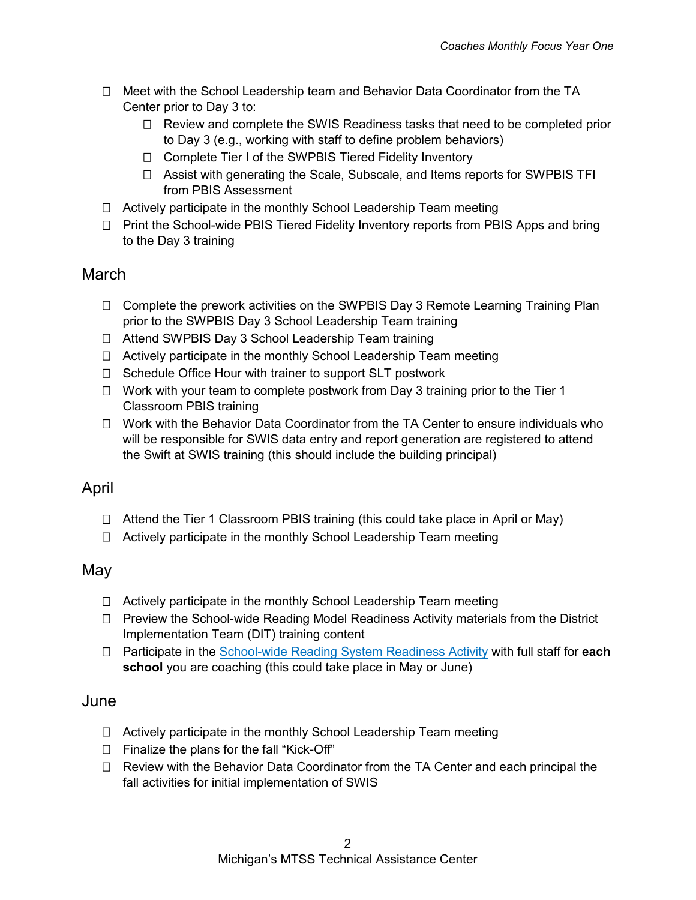- ☐ Meet with the School Leadership team and Behavior Data Coordinator from the TA Center prior to Day 3 to:
  - ☐ Review and complete the SWIS Readiness tasks that need to be completed prior to Day 3 (e.g., working with staff to define problem behaviors)
  - ☐ Complete Tier I of the SWPBIS Tiered Fidelity Inventory
  - ☐ Assist with generating the Scale, Subscale, and Items reports for SWPBIS TFI from PBIS Assessment
- ☐ Actively participate in the monthly School Leadership Team meeting
- ☐ Print the School-wide PBIS Tiered Fidelity Inventory reports from PBIS Apps and bring to the Day 3 training

## March

- ☐ Complete the prework activities on the SWPBIS Day 3 Remote Learning Training Plan prior to the SWPBIS Day 3 School Leadership Team training
- ☐ Attend SWPBIS Day 3 School Leadership Team training
- ☐ Actively participate in the monthly School Leadership Team meeting
- ☐ Schedule Office Hour with trainer to support SLT postwork
- ☐ Work with your team to complete postwork from Day 3 training prior to the Tier 1 Classroom PBIS training
- ☐ Work with the Behavior Data Coordinator from the TA Center to ensure individuals who will be responsible for SWIS data entry and report generation are registered to attend the Swift at SWIS training (this should include the building principal)

## April

- ☐ Attend the Tier 1 Classroom PBIS training (this could take place in April or May)
- ☐ Actively participate in the monthly School Leadership Team meeting

## May

- ☐ Actively participate in the monthly School Leadership Team meeting
- ☐ Preview the School-wide Reading Model Readiness Activity materials from the District Implementation Team (DIT) training content
- ☐ Participate in the School-wide Reading System Readiness Activity with full staff for **each school** you are coaching (this could take place in May or June)

## June

- ☐ Actively participate in the monthly School Leadership Team meeting
- ☐ Finalize the plans for the fall "Kick-Off"
- ☐ Review with the Behavior Data Coordinator from the TA Center and each principal the fall activities for initial implementation of SWIS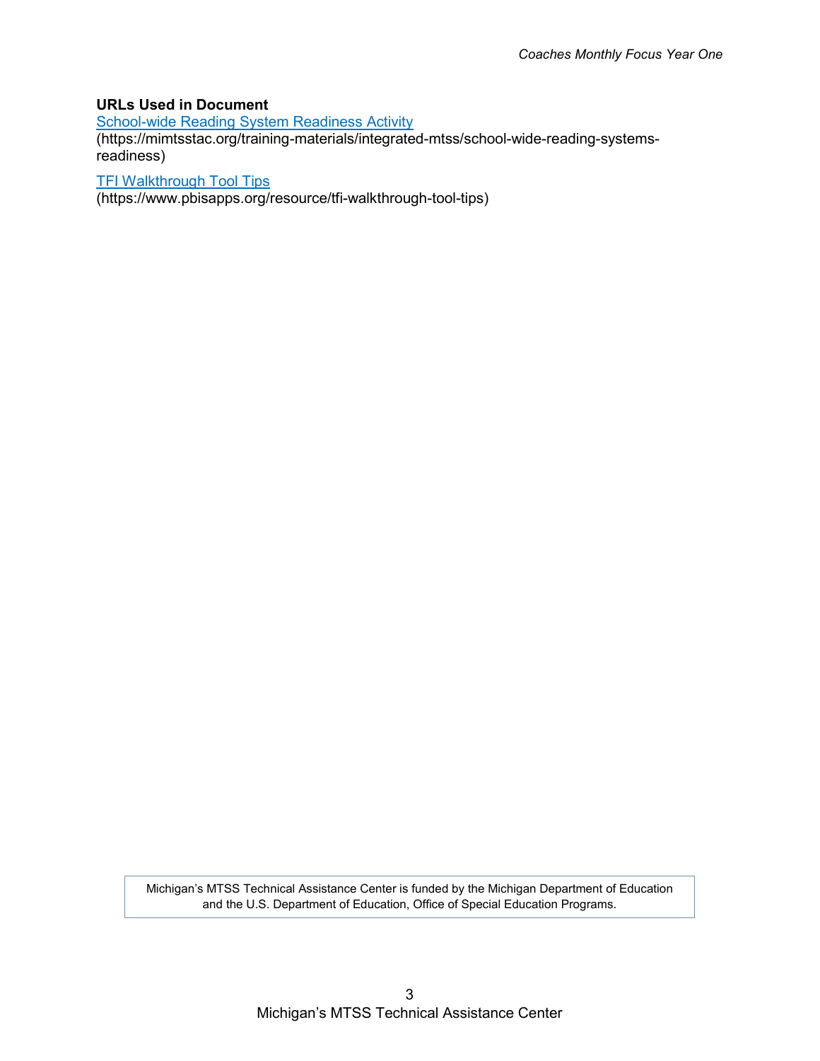**URLs Used in Document**

[School-wide Reading System Readiness Activity](https://mimtsstac.org/training-materials/integrated-mtss/school-wide-reading-systems-readiness)
(https://mimtsstac.org/training-materials/integrated-mtss/school-wide-reading-systems-readiness)

[TFI Walkthrough Tool Tips](https://www.pbisapps.org/resource/tfi-walkthrough-tool-tips)
(https://www.pbisapps.org/resource/tfi-walkthrough-tool-tips)

Michigan's MTSS Technical Assistance Center is funded by the Michigan Department of Education and the U.S. Department of Education, Office of Special Education Programs.